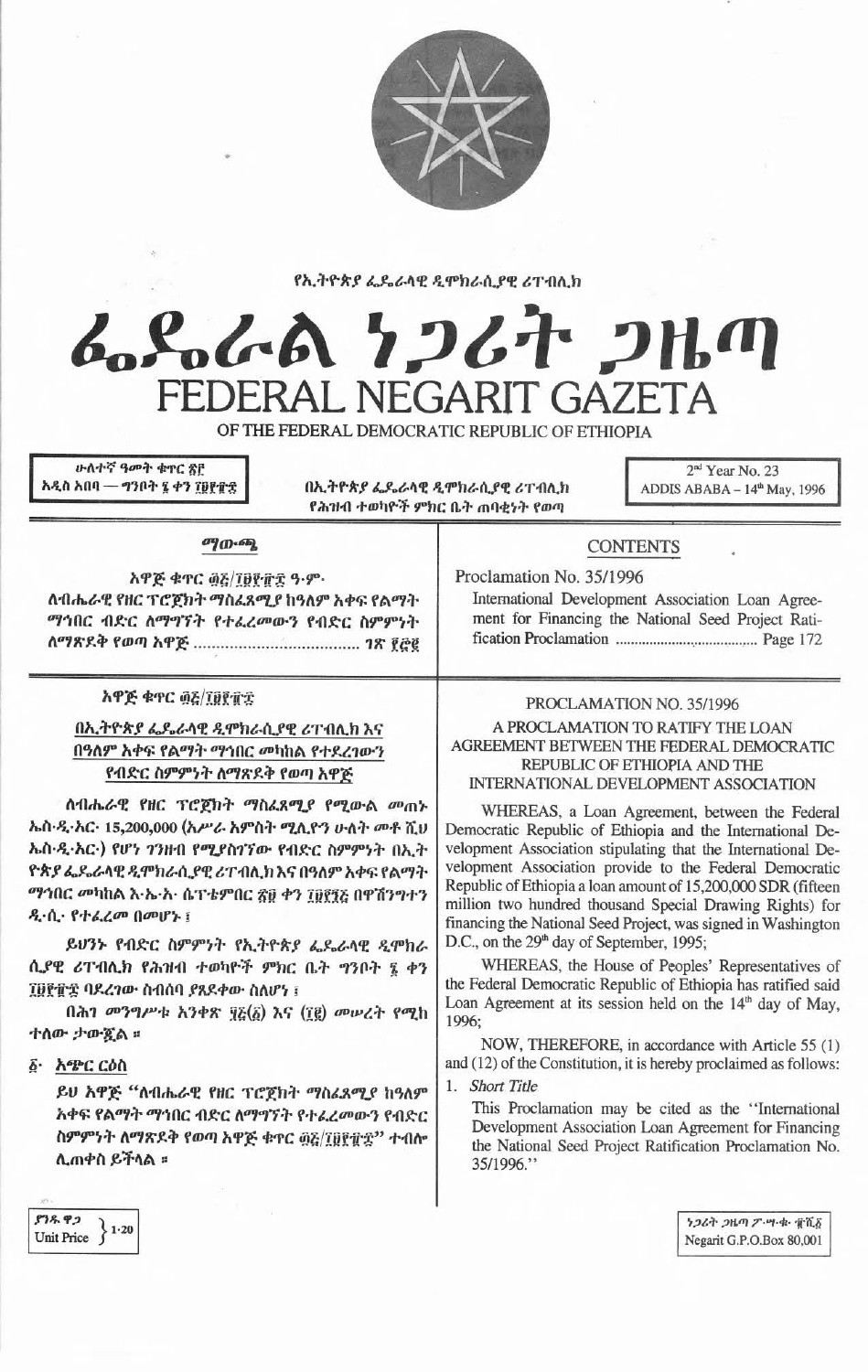የኢትዮጵያ ፌዴራላዊ ዲሞክራሲያዊ ሪፐብሊክ

# ፌዴራል ነጋሪት ጋዜጣ
# FEDERAL NEGARIT GAZETA
## OF THE FEDERAL DEMOCRATIC REPUBLIC OF ETHIOPIA

ሁለተኛ ዓመት ቁጥር ፳፫
አዲስ አበባ — ግንቦት ፮ ቀን ፲፱፻፹፰

በኢትዮጵያ ፌዴራላዊ ዲሞክራሲያዊ ሪፐብሊክ
የሕዝብ ተወካዮች ምክር ቤት ጠባቂነት የወጣ

2nd Year No. 23
ADDIS ABABA – 14th May, 1996

## ማውጫ

አዋጅ ቁጥር ፴፭/፲፱፻፹፰ ዓ.ም.
ለብሔራዊ የዘር ፕሮጀክት ማስፈጸሚያ ከዓለም አቀፍ የልማት ማኅበር ብድር ለማግኘት የተፈረመውን የብድር ስምምነት ለማጽደቅ የወጣ አዋጅ .................................. ገጽ ፩፻፸፪

## CONTENTS

Proclamation No. 35/1996
International Development Association Loan Agreement for Financing the National Seed Project Ratification Proclamation ..................................... Page 172

### አዋጅ ቁጥር ፴፭/፲፱፻፹፰

### በኢትዮጵያ ፌዴራላዊ ዲሞክራሲያዊ ሪፐብሊክ እና በዓለም አቀፍ የልማት ማኅበር መካከል የተደረገውን የብድር ስምምነት ለማጽደቅ የወጣ አዋጅ

ለብሔራዊ የዘር ፕሮጀክት ማስፈጸሚያ የሚውል መጠኑ ኤስ.ዲ.አር. 15,200,000 (አሥራ አምስት ሚሊዮን ሁለት መቶ ሺህ ኤስ.ዲ.አር.) የሆነ ገንዘብ የሚያስገኘው የብድር ስምምነት በኢትዮጵያ ፌዴራላዊ ዲሞክራሲያዊ ሪፐብሊክ እና በዓለም አቀፍ የልማት ማኅበር መካከል እ.ኤ.አ. ሴፕቴምበር ፳፱ ቀን ፲፱፻፺፭ በዋሽንግተን ዲ.ሲ. የተፈረመ በመሆኑ ፤

ይህንኑ የብድር ስምምነት የኢትዮጵያ ፌዴራላዊ ዲሞክራሲያዊ ሪፐብሊክ የሕዝብ ተወካዮች ምክር ቤት ግንቦት ፮ ቀን ፲፱፻፹፰ ባደረገው ስብሰባ ያጸደቀው ስለሆነ ፤

በሕገ መንግሥቱ አንቀጽ ፶፭(፩) እና (፲፪) መሠረት የሚከተለው ታውጇል ።

፩· አጭር ርዕስ

ይህ አዋጅ "ለብሔራዊ የዘር ፕሮጀክት ማስፈጸሚያ ከዓለም አቀፍ የልማት ማኅበር ብድር ለማግኘት የተፈረመውን የብድር ስምምነት ለማጽደቅ የወጣ አዋጅ ቁጥር ፴፭/፲፱፻፹፰" ተብሎ ሊጠቀስ ይችላል ።

### PROCLAMATION NO. 35/1996

### A PROCLAMATION TO RATIFY THE LOAN AGREEMENT BETWEEN THE FEDERAL DEMOCRATIC REPUBLIC OF ETHIOPIA AND THE INTERNATIONAL DEVELOPMENT ASSOCIATION

WHEREAS, a Loan Agreement, between the Federal Democratic Republic of Ethiopia and the International Development Association stipulating that the International Development Association provide to the Federal Democratic Republic of Ethiopia a loan amount of 15,200,000 SDR (fifteen million two hundred thousand Special Drawing Rights) for financing the National Seed Project, was signed in Washington D.C., on the 29th day of September, 1995;

WHEREAS, the House of Peoples' Representatives of the Federal Democratic Republic of Ethiopia has ratified said Loan Agreement at its session held on the 14th day of May, 1996;

NOW, THEREFORE, in accordance with Article 55 (1) and (12) of the Constitution, it is hereby proclaimed as follows:

1. *Short Title*

This Proclamation may be cited as the "International Development Association Loan Agreement for Financing the National Seed Project Ratification Proclamation No. 35/1996."

ያንዱ ዋጋ
Unit Price 1·20

ነጋሪት ጋዜጣ ፖ.ሣ.ቁ. ፹ሺ፩
Negarit G.P.O.Box 80,001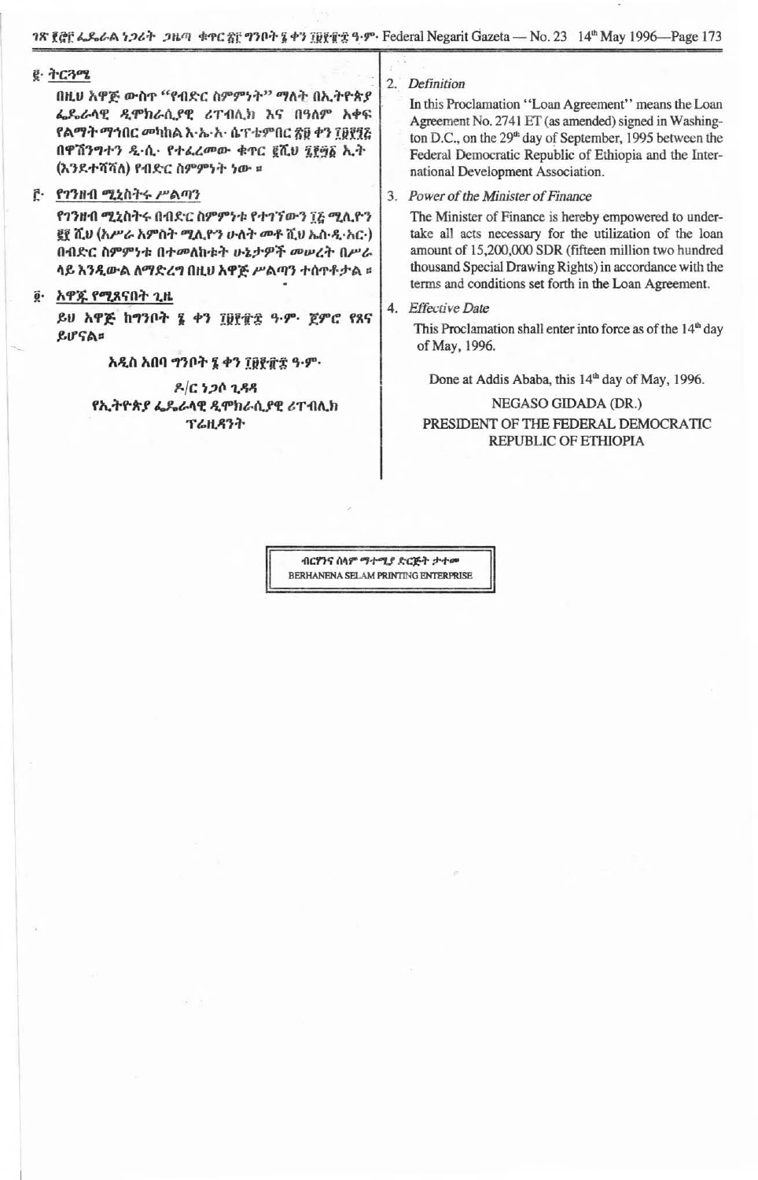፪· ትርጓሜ

በዚህ አዋጅ ውስጥ "የብድር ስምምነት" ማለት በኢትዮጵያ ፌዴራላዊ ዲሞክራሲያዊ ሪፐብሊክ እና በዓለም አቀፍ የልማት ማኅበር መካከል እ·ኤ·አ· ሴፕቴምበር ፳፱ ቀን ፲፱፻፺፭ በዋሽንግተን ዲ·ሲ· የተፈረመው ቁጥር ፪ሺህ ፯፻፵፩ ኢት (እንደተሻሻለ) የብድር ስምምነት ነው ።

፫· የገንዘብ ሚኒስትሩ ሥልጣን

የገንዘብ ሚኒስትሩ በብድር ስምምነቱ የተገኘውን ፲፭ ሚሊዮን ፪፻ ሺህ (አሥራ አምስት ሚሊዮን ሁለት መቶ ሺህ ኤስ·ዲ·አር·) በብድር ስምምነቱ በተመለከቱት ሁኔታዎች መሠረት በሥራ ላይ እንዲውል ለማድረግ በዚህ አዋጅ ሥልጣን ተሰጥቶታል ።

፬· አዋጁ የሚጸናበት ጊዜ

ይህ አዋጅ ከግንቦት ፮ ቀን ፲፱፻፹፰ ዓ·ም· ጀምሮ የጸና ይሆናል።

አዲስ አበባ ግንቦት ፮ ቀን ፲፱፻፹፰ ዓ·ም·

ዶ/ር ነጋሶ ጊዳዳ
የኢትዮጵያ ፌዴራላዊ ዲሞክራሲያዊ ሪፐብሊክ
ፕሬዚዳንት

2. *Definition*

In this Proclamation "Loan Agreement" means the Loan Agreement No. 2741 ET (as amended) signed in Washington D.C., on the 29th day of September, 1995 between the Federal Democratic Republic of Ethiopia and the International Development Association.

3. *Power of the Minister of Finance*

The Minister of Finance is hereby empowered to undertake all acts necessary for the utilization of the loan amount of 15,200,000 SDR (fifteen million two hundred thousand Special Drawing Rights) in accordance with the terms and conditions set forth in the Loan Agreement.

4. *Effective Date*

This Proclamation shall enter into force as of the 14th day of May, 1996.

Done at Addis Ababa, this 14th day of May, 1996.

NEGASO GIDADA (DR.)
PRESIDENT OF THE FEDERAL DEMOCRATIC REPUBLIC OF ETHIOPIA

ብርሃንና ሰላም ማተሚያ ድርጅት ታተመ
BERHANENA SELAM PRINTING ENTERPRISE